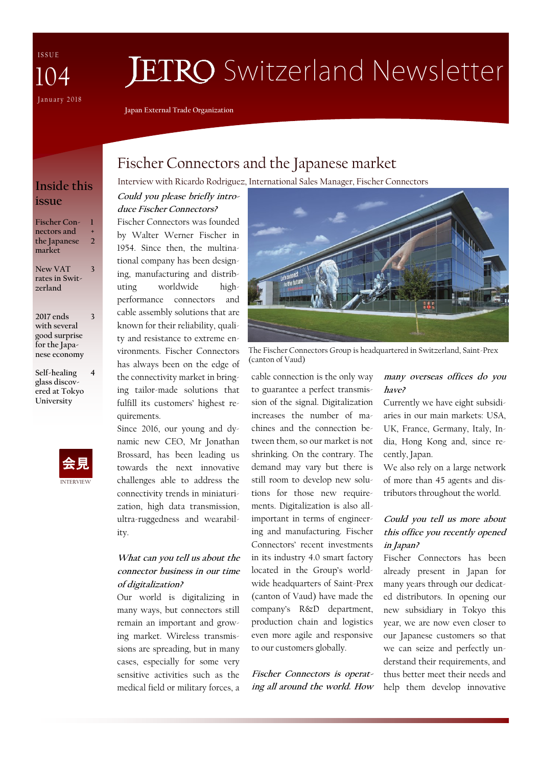ISSUE 104

January 2018

# JETRO Switzerland Newsletter

Japan External Trade Organization

## Inside this issue

| | |
|---|---|
| Fischer Connectors and the Japanese market | 1 + 2 |
| New VAT rates in Switzerland | 3 |
| 2017 ends with several good surprise for the Japanese economy | 3 |
| Self-healing glass discovered at Tokyo University | 4 |

会見

INTERVIEW

# Fischer Connectors and the Japanese market

Interview with Ricardo Rodriguez, International Sales Manager, Fischer Connectors

***Could you please briefly introduce Fischer Connectors?***

Fischer Connectors was founded by Walter Werner Fischer in 1954. Since then, the multinational company has been designing, manufacturing and distributing worldwide high-performance connectors and cable assembly solutions that are known for their reliability, quality and resistance to extreme environments. Fischer Connectors has always been on the edge of the connectivity market in bringing tailor-made solutions that fulfill its customers' highest requirements.

Since 2016, our young and dynamic new CEO, Mr Jonathan Brossard, has been leading us towards the next innovative challenges able to address the connectivity trends in miniaturization, high data transmission, ultra-ruggedness and wearability.

***What can you tell us about the connector business in our time of digitalization?***

Our world is digitalizing in many ways, but connectors still remain an important and growing market. Wireless transmissions are spreading, but in many cases, especially for some very sensitive activities such as the medical field or military forces, a cable connection is the only way to guarantee a perfect transmission of the signal. Digitalization increases the number of machines and the connection between them, so our market is not shrinking. On the contrary. The demand may vary but there is still room to develop new solutions for those new requirements. Digitalization is also all-important in terms of engineering and manufacturing. Fischer Connectors' recent investments in its industry 4.0 smart factory located in the Group's worldwide headquarters of Saint-Prex (canton of Vaud) have made the company's R&D department, production chain and logistics even more agile and responsive to our customers globally.

The Fischer Connectors Group is headquartered in Switzerland, Saint-Prex (canton of Vaud)

***Fischer Connectors is operating all around the world. How many overseas offices do you have?***

Currently we have eight subsidiaries in our main markets: USA, UK, France, Germany, Italy, India, Hong Kong and, since recently, Japan.

We also rely on a large network of more than 45 agents and distributors throughout the world.

***Could you tell us more about this office you recently opened in Japan?***

Fischer Connectors has been already present in Japan for many years through our dedicated distributors. In opening our new subsidiary in Tokyo this year, we are now even closer to our Japanese customers so that we can seize and perfectly understand their requirements, and thus better meet their needs and help them develop innovative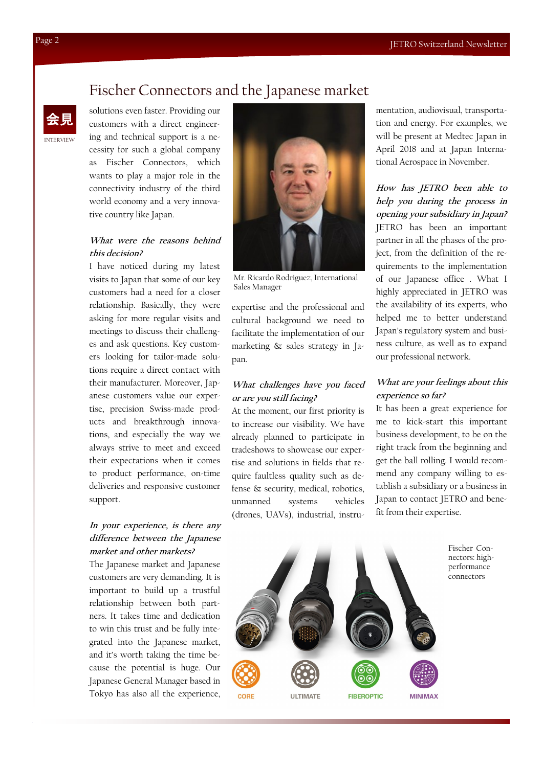# Fischer Connectors and the Japanese market

会見

INTERVIEW

solutions even faster. Providing our customers with a direct engineering and technical support is a necessity for such a global company as Fischer Connectors, which wants to play a major role in the connectivity industry of the third world economy and a very innovative country like Japan.

***What were the reasons behind this decision?***

I have noticed during my latest visits to Japan that some of our key customers had a need for a closer relationship. Basically, they were asking for more regular visits and meetings to discuss their challenges and ask questions. Key customers looking for tailor-made solutions require a direct contact with their manufacturer. Moreover, Japanese customers value our expertise, precision Swiss-made products and breakthrough innovations, and especially the way we always strive to meet and exceed their expectations when it comes to product performance, on-time deliveries and responsive customer support.

***In your experience, is there any difference between the Japanese market and other markets?***

The Japanese market and Japanese customers are very demanding. It is important to build up a trustful relationship between both partners. It takes time and dedication to win this trust and be fully integrated into the Japanese market, and it's worth taking the time because the potential is huge. Our Japanese General Manager based in Tokyo has also all the experience, expertise and the professional and cultural background we need to facilitate the implementation of our marketing & sales strategy in Japan.

Mr. Ricardo Rodriguez, International Sales Manager

***What challenges have you faced or are you still facing?***

At the moment, our first priority is to increase our visibility. We have already planned to participate in tradeshows to showcase our expertise and solutions in fields that require faultless quality such as defense & security, medical, robotics, unmanned systems vehicles (drones, UAVs), industrial, instrumentation, audiovisual, transportation and energy. For examples, we will be present at Medtec Japan in April 2018 and at Japan International Aerospace in November.

***How has JETRO been able to help you during the process in opening your subsidiary in Japan?***

JETRO has been an important partner in all the phases of the project, from the definition of the requirements to the implementation of our Japanese office . What I highly appreciated in JETRO was the availability of its experts, who helped me to better understand Japan's regulatory system and business culture, as well as to expand our professional network.

***What are your feelings about this experience so far?***

It has been a great experience for me to kick-start this important business development, to be on the right track from the beginning and get the ball rolling. I would recommend any company willing to establish a subsidiary or a business in Japan to contact JETRO and benefit from their expertise.

Fischer Connectors: high-performance connectors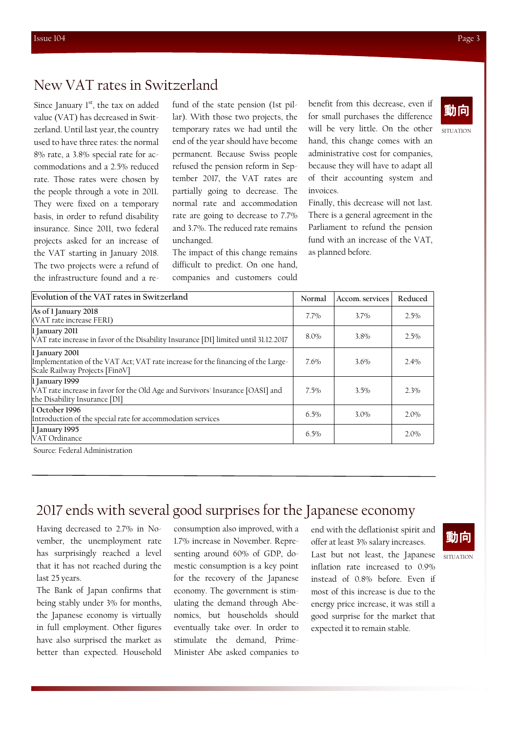## New VAT rates in Switzerland

動向 SITUATION

Since January 1st, the tax on added value (VAT) has decreased in Switzerland. Until last year, the country used to have three rates: the normal 8% rate, a 3.8% special rate for accommodations and a 2.5% reduced rate. Those rates were chosen by the people through a vote in 2011. They were fixed on a temporary basis, in order to refund disability insurance. Since 2011, two federal projects asked for an increase of the VAT starting in January 2018. The two projects were a refund of the infrastructure found and a refund of the state pension (1st pillar). With those two projects, the temporary rates we had until the end of the year should have become permanent. Because Swiss people refused the pension reform in September 2017, the VAT rates are partially going to decrease. The normal rate and accommodation rate are going to decrease to 7.7% and 3.7%. The reduced rate remains unchanged.

The impact of this change remains difficult to predict. On one hand, companies and customers could benefit from this decrease, even if for small purchases the difference will be very little. On the other hand, this change comes with an administrative cost for companies, because they will have to adapt all of their accounting system and invoices.

Finally, this decrease will not last. There is a general agreement in the Parliament to refund the pension fund with an increase of the VAT, as planned before.

| Evolution of the VAT rates in Switzerland | Normal | Accom. services | Reduced |
|---|---|---|---|
| As of 1 January 2018<br>(VAT rate increase FERI) | 7.7% | 3.7% | 2.5% |
| 1 January 2011<br>VAT rate increase in favor of the Disability Insurance [DI] limited until 31.12.2017 | 8.0% | 3.8% | 2.5% |
| 1 January 2001<br>Implementation of the VAT Act; VAT rate increase for the financing of the Large-Scale Railway Projects [FinöV] | 7.6% | 3.6% | 2.4% |
| 1 January 1999<br>VAT rate increase in favor for the Old Age and Survivors' Insurance [OASI] and the Disability Insurance [DI] | 7.5% | 3.5% | 2.3% |
| 1 October 1996<br>Introduction of the special rate for accommodation services | 6.5% | 3.0% | 2.0% |
| 1 January 1995<br>VAT Ordinance | 6.5% | | 2.0% |

Source: Federal Administration

---

## 2017 ends with several good surprises for the Japanese economy

動向 SITUATION

Having decreased to 2.7% in November, the unemployment rate has surprisingly reached a level that it has not reached during the last 25 years.

The Bank of Japan confirms that being stably under 3% for months, the Japanese economy is virtually in full employment. Other figures have also surprised the market as better than expected. Household consumption also improved, with a 1.7% increase in November. Representing around 60% of GDP, domestic consumption is a key point for the recovery of the Japanese economy. The government is stimulating the demand through Abenomics, but households should eventually take over. In order to stimulate the demand, Prime-Minister Abe asked companies to end with the deflationist spirit and offer at least 3% salary increases.

Last but not least, the Japanese inflation rate increased to 0.9% instead of 0.8% before. Even if most of this increase is due to the energy price increase, it was still a good surprise for the market that expected it to remain stable.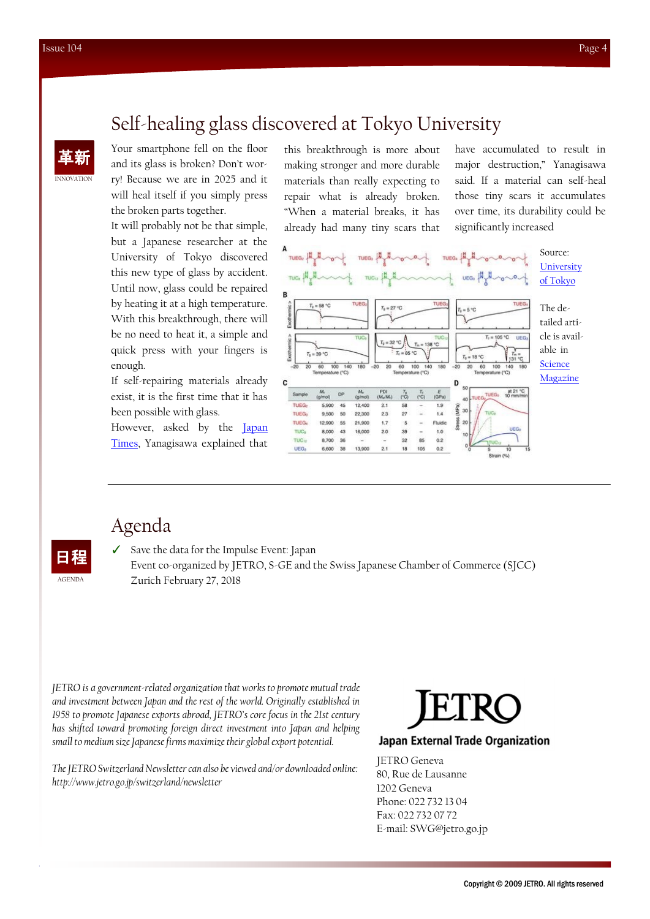# Self-healing glass discovered at Tokyo University

革新
INNOVATION

Your smartphone fell on the floor and its glass is broken? Don't worry! Because we are in 2025 and it will heal itself if you simply press the broken parts together.

It will probably not be that simple, but a Japanese researcher at the University of Tokyo discovered this new type of glass by accident. Until now, glass could be repaired by heating it at a high temperature. With this breakthrough, there will be no need to heat it, a simple and quick press with your fingers is enough.

If self-repairing materials already exist, it is the first time that it has been possible with glass.

However, asked by the [Japan Times](), Yanagisawa explained that this breakthrough is more about making stronger and more durable materials than really expecting to repair what is already broken. "When a material breaks, it has already had many tiny scars that have accumulated to result in major destruction," Yanagisawa said. If a material can self-heal those tiny scars it accumulates over time, its durability could be significantly increased

A

B

$T_g$ = 58 °C TUEG₂
$T_g$ = 27 °C TUEG₃
$T_g$ = 5 °C TUEG₄
$T_g$ = 39 °C TUC₆
$T_g$ = 32 °C $T_m$ = 138 °C $T_c$ = 85 °C TUC₁₂
$T_c$ = 105 °C UEG₃ $T_g$ = 18 °C $T_m$ = 131 °C
Exothermic
Temperature (°C)

C

| Sample | $M_n$ (g/mol) | DP | $M_w$ (g/mol) | PDI ($M_w/M_n$) | $T_g$ (°C) | $T_c$ (°C) | E (GPa) |
|---|---|---|---|---|---|---|---|
| $TUEG_2$ | 5,900 | 45 | 12,400 | 2.1 | 58 | – | 1.9 |
| $TUEG_3$ | 9,500 | 50 | 22,300 | 2.3 | 27 | – | 1.4 |
| $TUEG_4$ | 12,900 | 55 | 21,900 | 1.7 | 5 | – | Fluidic |
| $TUC_6$ | 8,000 | 43 | 16,000 | 2.0 | 39 | – | 1.0 |
| $TUC_{12}$ | 8,700 | 36 | – | – | 32 | 85 | 0.2 |
| $UEG_3$ | 6,600 | 38 | 13,900 | 2.1 | 18 | 105 | 0.2 |

D

at 21 °C 10 mm/min
Stress (MPa)
Strain (%)

Source: [University of Tokyo]()

The detailed article is available in [Science Magazine]()

---

# Agenda

日程
AGENDA

- ✓ Save the data for the Impulse Event: Japan
  Event co-organized by JETRO, S-GE and the Swiss Japanese Chamber of Commerce (SJCC)
  Zurich February 27, 2018

*JETRO is a government-related organization that works to promote mutual trade and investment between Japan and the rest of the world. Originally established in 1958 to promote Japanese exports abroad, JETRO's core focus in the 21st century has shifted toward promoting foreign direct investment into Japan and helping small to medium size Japanese firms maximize their global export potential.*

*The JETRO Switzerland Newsletter can also be viewed and/or downloaded online: http://www.jetro.go.jp/switzerland/newsletter*

**JETRO**
**Japan External Trade Organization**

JETRO Geneva
80, Rue de Lausanne
1202 Geneva
Phone: 022 732 13 04
Fax: 022 732 07 72
E-mail: SWG@jetro.go.jp